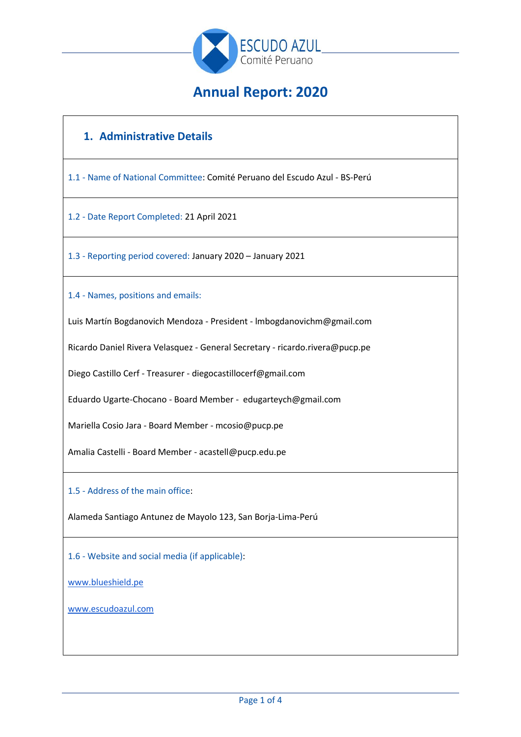ESCUDO AZUL
Comité Peruano

# Annual Report: 2020

## 1. Administrative Details

1.1 - Name of National Committee: Comité Peruano del Escudo Azul - BS-Perú

1.2 - Date Report Completed: 21 April 2021

1.3 - Reporting period covered: January 2020 – January 2021

1.4 - Names, positions and emails:

Luis Martín Bogdanovich Mendoza - President - lmbogdanovichm@gmail.com

Ricardo Daniel Rivera Velasquez - General Secretary - ricardo.rivera@pucp.pe

Diego Castillo Cerf - Treasurer - diegocastillocerf@gmail.com

Eduardo Ugarte-Chocano - Board Member - edugarteych@gmail.com

Mariella Cosio Jara - Board Member - mcosio@pucp.pe

Amalia Castelli - Board Member - acastell@pucp.edu.pe

1.5 - Address of the main office:

Alameda Santiago Antunez de Mayolo 123, San Borja-Lima-Perú

1.6 - Website and social media (if applicable):

www.blueshield.pe

www.escudoazul.com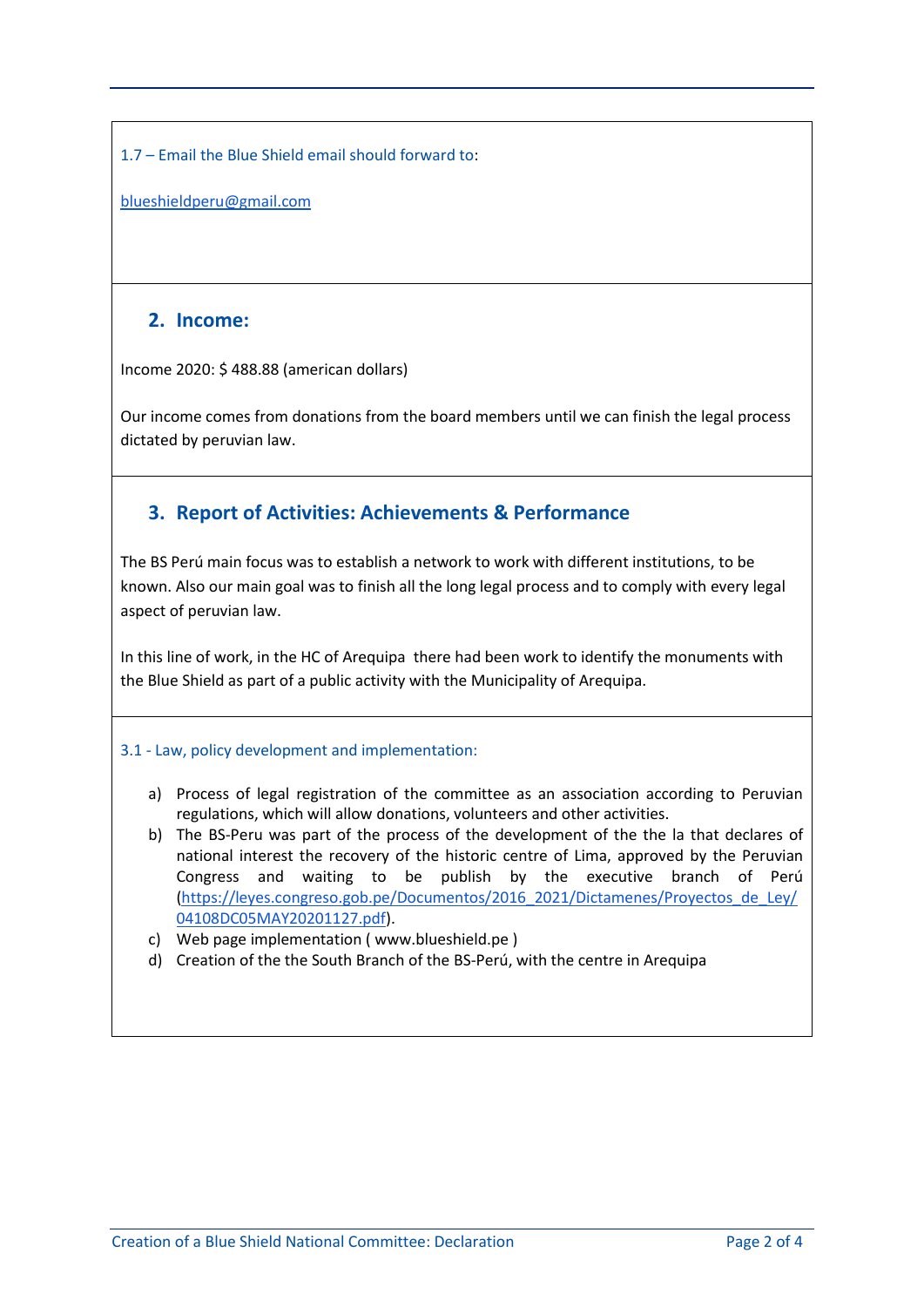1.7 – Email the Blue Shield email should forward to:

blueshieldperu@gmail.com

## 2. Income:

Income 2020: $ 488.88 (american dollars)

Our income comes from donations from the board members until we can finish the legal process dictated by peruvian law.

## 3. Report of Activities: Achievements & Performance

The BS Perú main focus was to establish a network to work with different institutions, to be known. Also our main goal was to finish all the long legal process and to comply with every legal aspect of peruvian law.

In this line of work, in the HC of Arequipa there had been work to identify the monuments with the Blue Shield as part of a public activity with the Municipality of Arequipa.

3.1 - Law, policy development and implementation:

a) Process of legal registration of the committee as an association according to Peruvian regulations, which will allow donations, volunteers and other activities.
b) The BS-Peru was part of the process of the development of the the la that declares of national interest the recovery of the historic centre of Lima, approved by the Peruvian Congress and waiting to be publish by the executive branch of Perú (https://leyes.congreso.gob.pe/Documentos/2016_2021/Dictamenes/Proyectos_de_Ley/04108DC05MAY20201127.pdf).
c) Web page implementation ( www.blueshield.pe )
d) Creation of the the South Branch of the BS-Perú, with the centre in Arequipa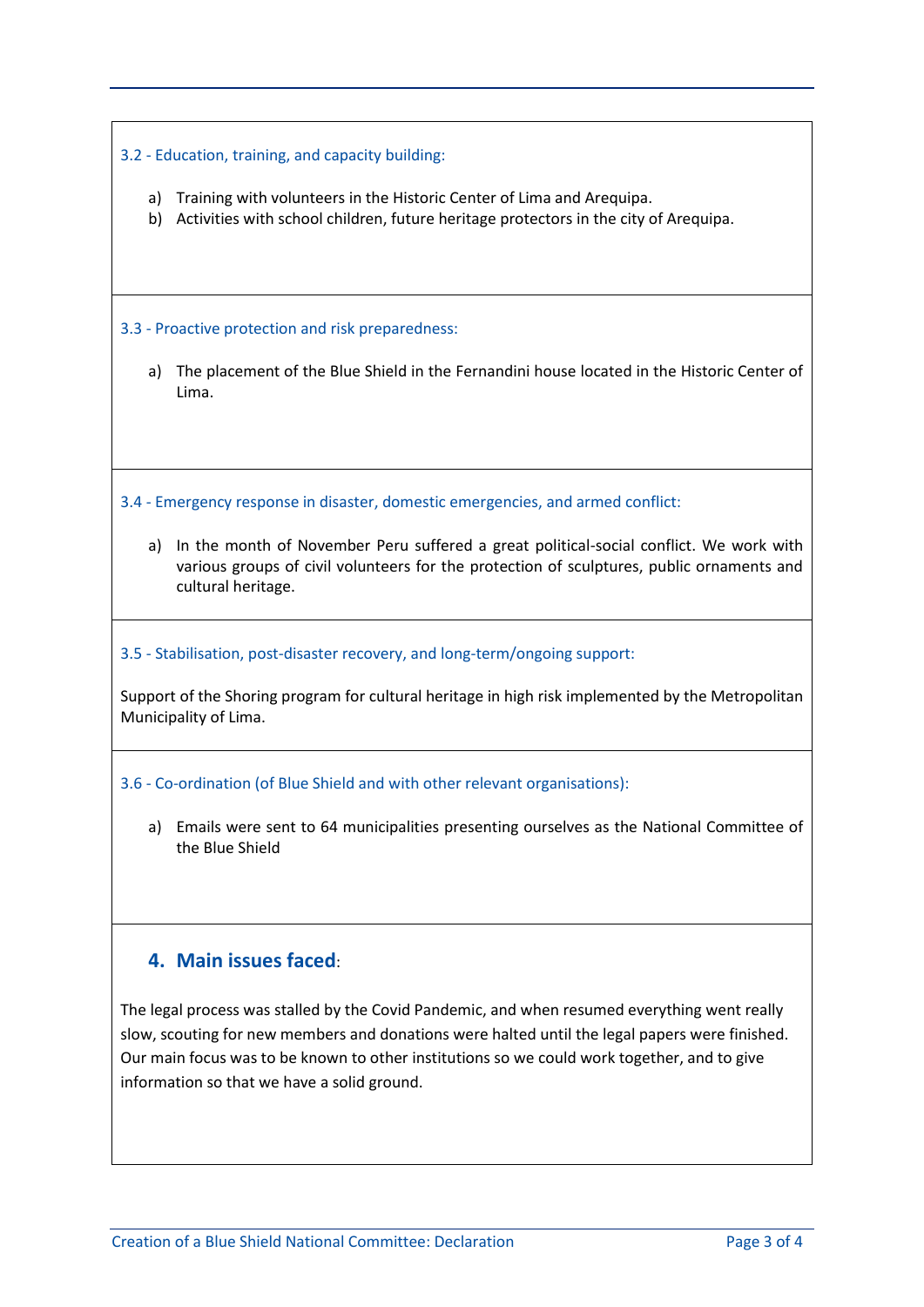### 3.2 - Education, training, and capacity building:

a) Training with volunteers in the Historic Center of Lima and Arequipa.
b) Activities with school children, future heritage protectors in the city of Arequipa.

### 3.3 - Proactive protection and risk preparedness:

a) The placement of the Blue Shield in the Fernandini house located in the Historic Center of Lima.

### 3.4 - Emergency response in disaster, domestic emergencies, and armed conflict:

a) In the month of November Peru suffered a great political-social conflict. We work with various groups of civil volunteers for the protection of sculptures, public ornaments and cultural heritage.

### 3.5 - Stabilisation, post-disaster recovery, and long-term/ongoing support:

Support of the Shoring program for cultural heritage in high risk implemented by the Metropolitan Municipality of Lima.

### 3.6 - Co-ordination (of Blue Shield and with other relevant organisations):

a) Emails were sent to 64 municipalities presenting ourselves as the National Committee of the Blue Shield

## 4. Main issues faced:

The legal process was stalled by the Covid Pandemic, and when resumed everything went really slow, scouting for new members and donations were halted until the legal papers were finished. Our main focus was to be known to other institutions so we could work together, and to give information so that we have a solid ground.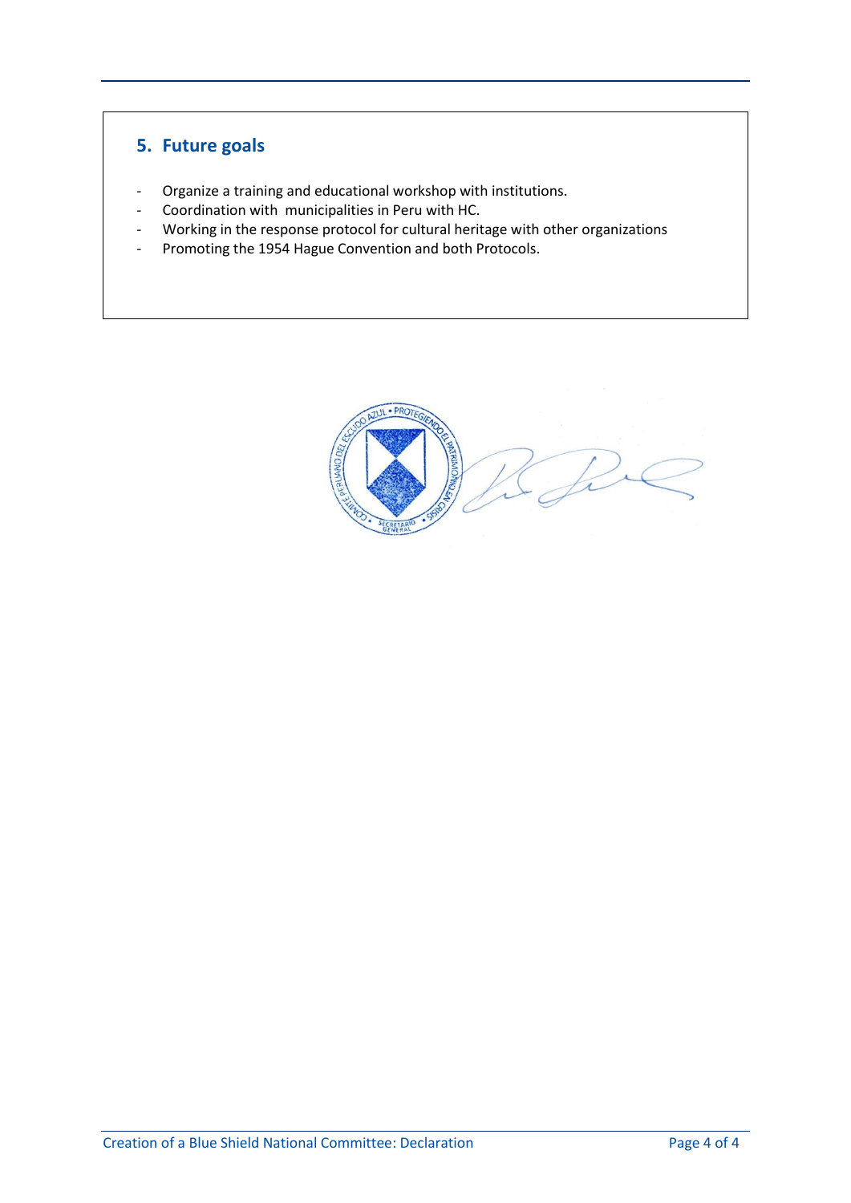## 5. Future goals

- Organize a training and educational workshop with institutions.
- Coordination with municipalities in Peru with HC.
- Working in the response protocol for cultural heritage with other organizations
- Promoting the 1954 Hague Convention and both Protocols.